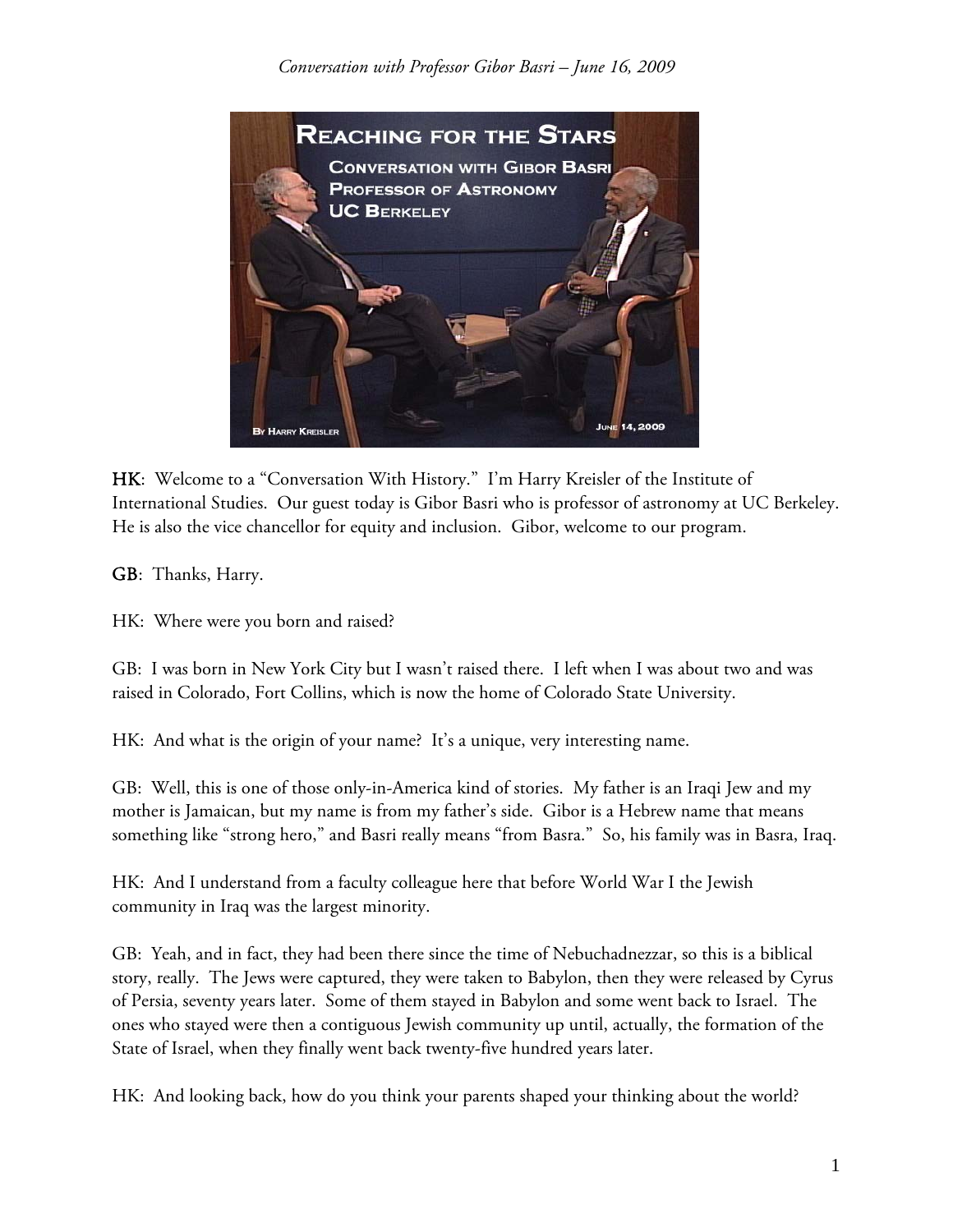HK: Welcome to a "Conversation With History." I'm Harry Kreisler of the Institute of International Studies. Our guest today is Gibor Basri who is professor of astronomy at UC Berkeley. He is also the vice chancellor for equity and inclusion. Gibor, welcome to our program.

GB: Thanks, Harry.

HK: Where were you born and raised?

GB: I was born in New York City but I wasn't raised there. I left when I was about two and was raised in Colorado, Fort Collins, which is now the home of Colorado State University.

HK: And what is the origin of your name? It's a unique, very interesting name.

GB: Well, this is one of those only-in-America kind of stories. My father is an Iraqi Jew and my mother is Jamaican, but my name is from my father's side. Gibor is a Hebrew name that means something like "strong hero," and Basri really means "from Basra." So, his family was in Basra, Iraq.

HK: And I understand from a faculty colleague here that before World War I the Jewish community in Iraq was the largest minority.

GB: Yeah, and in fact, they had been there since the time of Nebuchadnezzar, so this is a biblical story, really. The Jews were captured, they were taken to Babylon, then they were released by Cyrus of Persia, seventy years later. Some of them stayed in Babylon and some went back to Israel. The ones who stayed were then a contiguous Jewish community up until, actually, the formation of the State of Israel, when they finally went back twenty-five hundred years later.

HK: And looking back, how do you think your parents shaped your thinking about the world?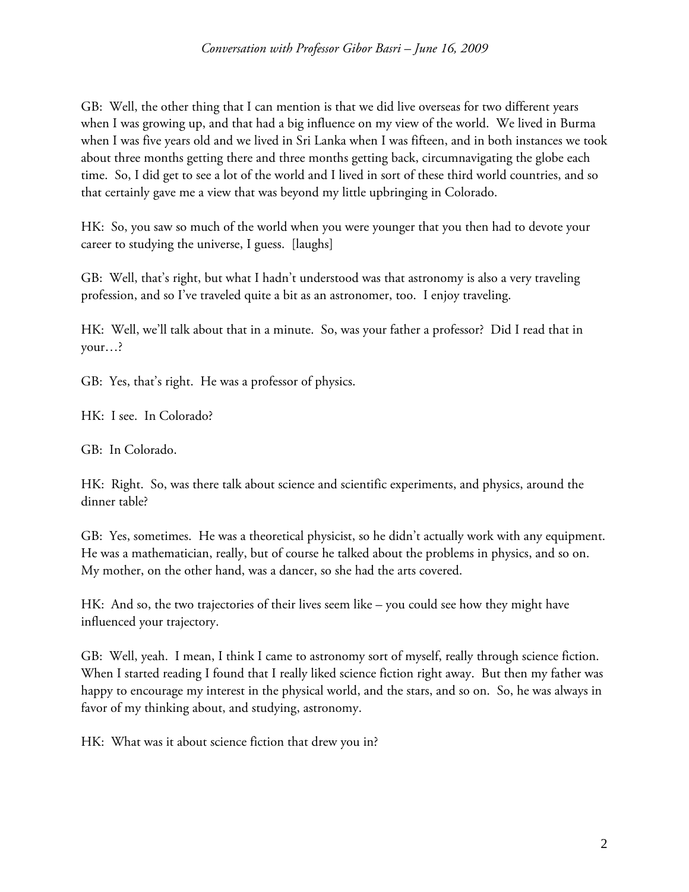GB: Well, the other thing that I can mention is that we did live overseas for two different years when I was growing up, and that had a big influence on my view of the world. We lived in Burma when I was five years old and we lived in Sri Lanka when I was fifteen, and in both instances we took about three months getting there and three months getting back, circumnavigating the globe each time. So, I did get to see a lot of the world and I lived in sort of these third world countries, and so that certainly gave me a view that was beyond my little upbringing in Colorado.

HK: So, you saw so much of the world when you were younger that you then had to devote your career to studying the universe, I guess. [laughs]

GB: Well, that's right, but what I hadn't understood was that astronomy is also a very traveling profession, and so I've traveled quite a bit as an astronomer, too. I enjoy traveling.

HK: Well, we'll talk about that in a minute. So, was your father a professor? Did I read that in your…?

GB: Yes, that's right. He was a professor of physics.

HK: I see. In Colorado?

GB: In Colorado.

HK: Right. So, was there talk about science and scientific experiments, and physics, around the dinner table?

GB: Yes, sometimes. He was a theoretical physicist, so he didn't actually work with any equipment. He was a mathematician, really, but of course he talked about the problems in physics, and so on. My mother, on the other hand, was a dancer, so she had the arts covered.

HK: And so, the two trajectories of their lives seem like – you could see how they might have influenced your trajectory.

GB: Well, yeah. I mean, I think I came to astronomy sort of myself, really through science fiction. When I started reading I found that I really liked science fiction right away. But then my father was happy to encourage my interest in the physical world, and the stars, and so on. So, he was always in favor of my thinking about, and studying, astronomy.

HK: What was it about science fiction that drew you in?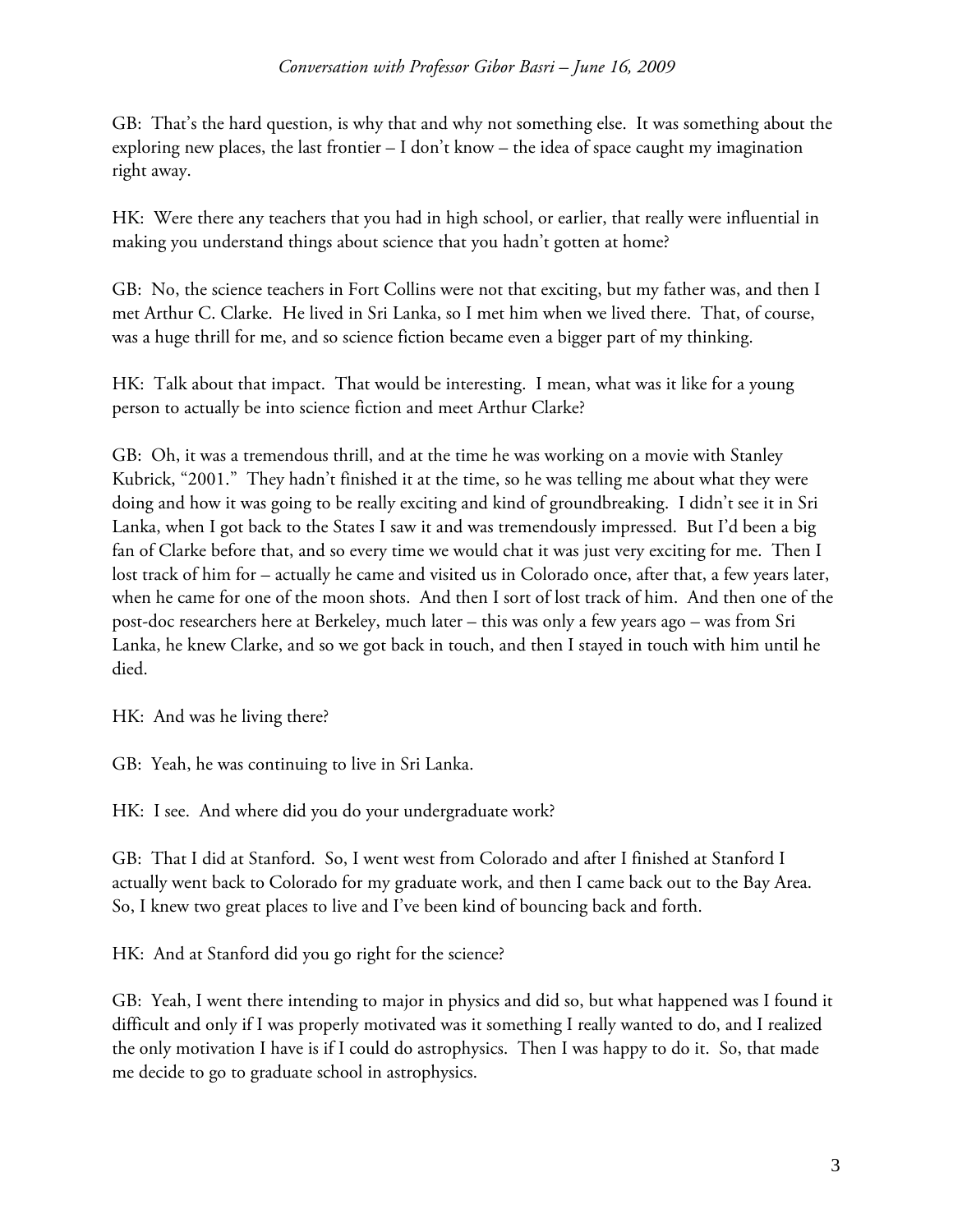GB: That's the hard question, is why that and why not something else. It was something about the exploring new places, the last frontier – I don't know – the idea of space caught my imagination right away.

HK: Were there any teachers that you had in high school, or earlier, that really were influential in making you understand things about science that you hadn't gotten at home?

GB: No, the science teachers in Fort Collins were not that exciting, but my father was, and then I met Arthur C. Clarke. He lived in Sri Lanka, so I met him when we lived there. That, of course, was a huge thrill for me, and so science fiction became even a bigger part of my thinking.

HK: Talk about that impact. That would be interesting. I mean, what was it like for a young person to actually be into science fiction and meet Arthur Clarke?

GB: Oh, it was a tremendous thrill, and at the time he was working on a movie with Stanley Kubrick, "2001." They hadn't finished it at the time, so he was telling me about what they were doing and how it was going to be really exciting and kind of groundbreaking. I didn't see it in Sri Lanka, when I got back to the States I saw it and was tremendously impressed. But I'd been a big fan of Clarke before that, and so every time we would chat it was just very exciting for me. Then I lost track of him for – actually he came and visited us in Colorado once, after that, a few years later, when he came for one of the moon shots. And then I sort of lost track of him. And then one of the post-doc researchers here at Berkeley, much later – this was only a few years ago – was from Sri Lanka, he knew Clarke, and so we got back in touch, and then I stayed in touch with him until he died.

HK: And was he living there?

GB: Yeah, he was continuing to live in Sri Lanka.

HK: I see. And where did you do your undergraduate work?

GB: That I did at Stanford. So, I went west from Colorado and after I finished at Stanford I actually went back to Colorado for my graduate work, and then I came back out to the Bay Area. So, I knew two great places to live and I've been kind of bouncing back and forth.

HK: And at Stanford did you go right for the science?

GB: Yeah, I went there intending to major in physics and did so, but what happened was I found it difficult and only if I was properly motivated was it something I really wanted to do, and I realized the only motivation I have is if I could do astrophysics. Then I was happy to do it. So, that made me decide to go to graduate school in astrophysics.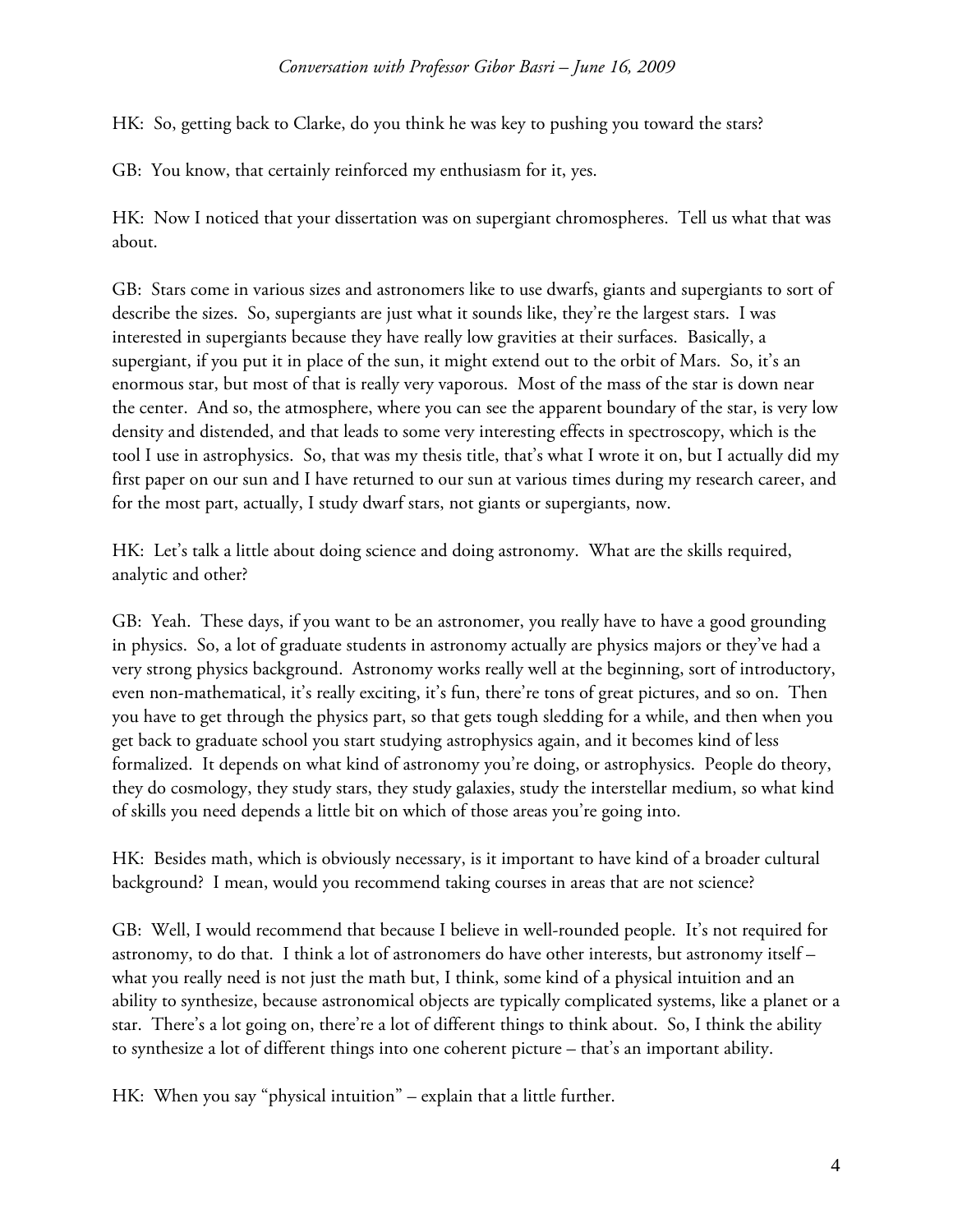HK: So, getting back to Clarke, do you think he was key to pushing you toward the stars?

GB: You know, that certainly reinforced my enthusiasm for it, yes.

HK: Now I noticed that your dissertation was on supergiant chromospheres. Tell us what that was about.

GB: Stars come in various sizes and astronomers like to use dwarfs, giants and supergiants to sort of describe the sizes. So, supergiants are just what it sounds like, they're the largest stars. I was interested in supergiants because they have really low gravities at their surfaces. Basically, a supergiant, if you put it in place of the sun, it might extend out to the orbit of Mars. So, it's an enormous star, but most of that is really very vaporous. Most of the mass of the star is down near the center. And so, the atmosphere, where you can see the apparent boundary of the star, is very low density and distended, and that leads to some very interesting effects in spectroscopy, which is the tool I use in astrophysics. So, that was my thesis title, that's what I wrote it on, but I actually did my first paper on our sun and I have returned to our sun at various times during my research career, and for the most part, actually, I study dwarf stars, not giants or supergiants, now.

HK: Let's talk a little about doing science and doing astronomy. What are the skills required, analytic and other?

GB: Yeah. These days, if you want to be an astronomer, you really have to have a good grounding in physics. So, a lot of graduate students in astronomy actually are physics majors or they've had a very strong physics background. Astronomy works really well at the beginning, sort of introductory, even non-mathematical, it's really exciting, it's fun, there're tons of great pictures, and so on. Then you have to get through the physics part, so that gets tough sledding for a while, and then when you get back to graduate school you start studying astrophysics again, and it becomes kind of less formalized. It depends on what kind of astronomy you're doing, or astrophysics. People do theory, they do cosmology, they study stars, they study galaxies, study the interstellar medium, so what kind of skills you need depends a little bit on which of those areas you're going into.

HK: Besides math, which is obviously necessary, is it important to have kind of a broader cultural background? I mean, would you recommend taking courses in areas that are not science?

GB: Well, I would recommend that because I believe in well-rounded people. It's not required for astronomy, to do that. I think a lot of astronomers do have other interests, but astronomy itself – what you really need is not just the math but, I think, some kind of a physical intuition and an ability to synthesize, because astronomical objects are typically complicated systems, like a planet or a star. There's a lot going on, there're a lot of different things to think about. So, I think the ability to synthesize a lot of different things into one coherent picture – that's an important ability.

HK: When you say "physical intuition" – explain that a little further.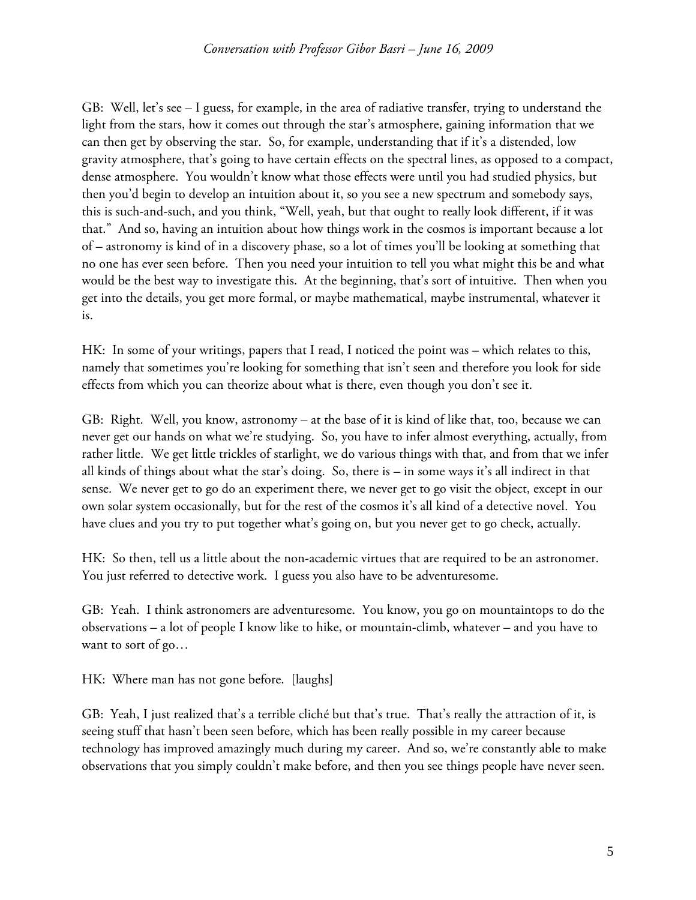GB: Well, let's see – I guess, for example, in the area of radiative transfer, trying to understand the light from the stars, how it comes out through the star's atmosphere, gaining information that we can then get by observing the star. So, for example, understanding that if it's a distended, low gravity atmosphere, that's going to have certain effects on the spectral lines, as opposed to a compact, dense atmosphere. You wouldn't know what those effects were until you had studied physics, but then you'd begin to develop an intuition about it, so you see a new spectrum and somebody says, this is such-and-such, and you think, "Well, yeah, but that ought to really look different, if it was that." And so, having an intuition about how things work in the cosmos is important because a lot of – astronomy is kind of in a discovery phase, so a lot of times you'll be looking at something that no one has ever seen before. Then you need your intuition to tell you what might this be and what would be the best way to investigate this. At the beginning, that's sort of intuitive. Then when you get into the details, you get more formal, or maybe mathematical, maybe instrumental, whatever it is.

HK: In some of your writings, papers that I read, I noticed the point was – which relates to this, namely that sometimes you're looking for something that isn't seen and therefore you look for side effects from which you can theorize about what is there, even though you don't see it.

GB: Right. Well, you know, astronomy – at the base of it is kind of like that, too, because we can never get our hands on what we're studying. So, you have to infer almost everything, actually, from rather little. We get little trickles of starlight, we do various things with that, and from that we infer all kinds of things about what the star's doing. So, there is – in some ways it's all indirect in that sense. We never get to go do an experiment there, we never get to go visit the object, except in our own solar system occasionally, but for the rest of the cosmos it's all kind of a detective novel. You have clues and you try to put together what's going on, but you never get to go check, actually.

HK: So then, tell us a little about the non-academic virtues that are required to be an astronomer. You just referred to detective work. I guess you also have to be adventuresome.

GB: Yeah. I think astronomers are adventuresome. You know, you go on mountaintops to do the observations – a lot of people I know like to hike, or mountain-climb, whatever – and you have to want to sort of go…

HK: Where man has not gone before. [laughs]

GB: Yeah, I just realized that's a terrible cliché but that's true. That's really the attraction of it, is seeing stuff that hasn't been seen before, which has been really possible in my career because technology has improved amazingly much during my career. And so, we're constantly able to make observations that you simply couldn't make before, and then you see things people have never seen.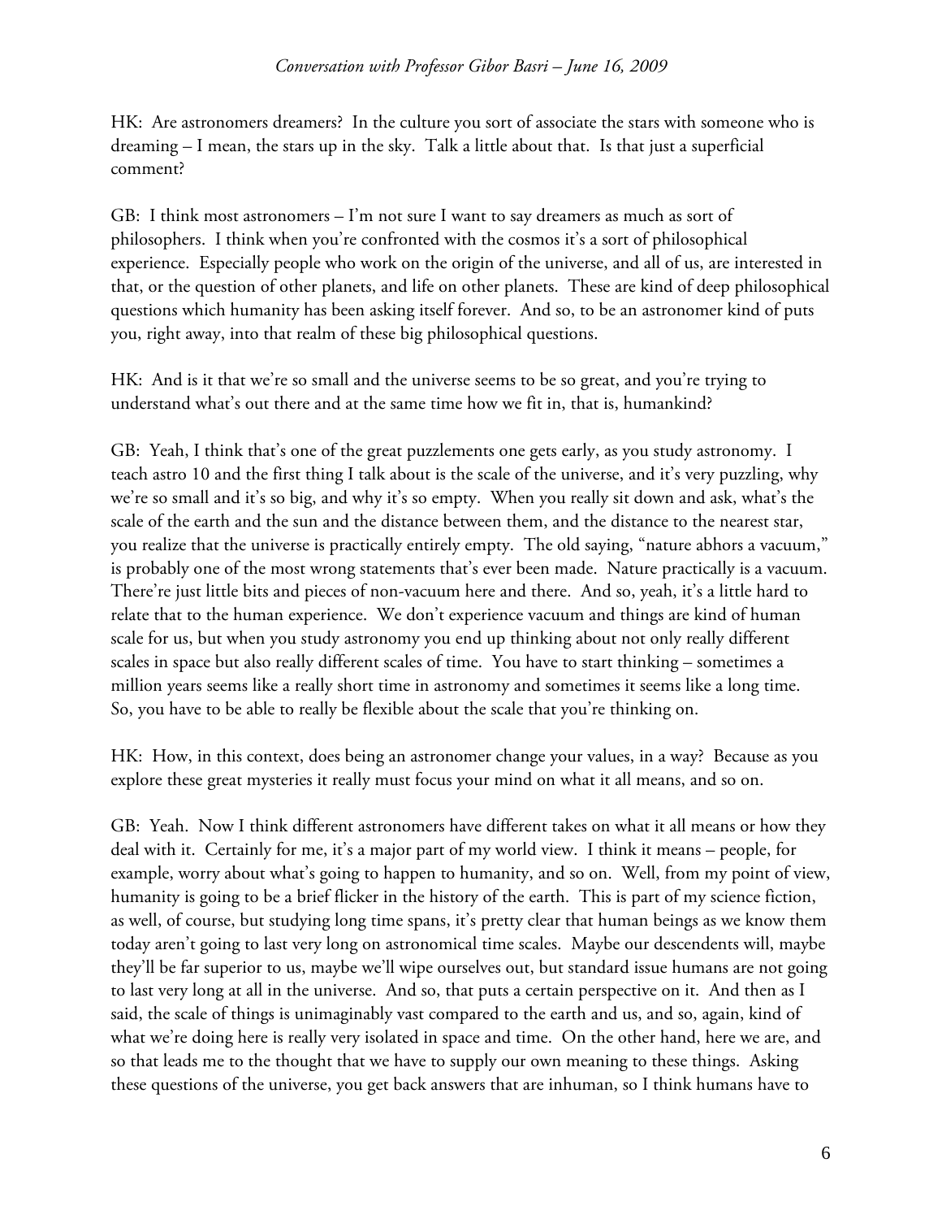HK: Are astronomers dreamers? In the culture you sort of associate the stars with someone who is dreaming – I mean, the stars up in the sky. Talk a little about that. Is that just a superficial comment?

GB: I think most astronomers – I'm not sure I want to say dreamers as much as sort of philosophers. I think when you're confronted with the cosmos it's a sort of philosophical experience. Especially people who work on the origin of the universe, and all of us, are interested in that, or the question of other planets, and life on other planets. These are kind of deep philosophical questions which humanity has been asking itself forever. And so, to be an astronomer kind of puts you, right away, into that realm of these big philosophical questions.

HK: And is it that we're so small and the universe seems to be so great, and you're trying to understand what's out there and at the same time how we fit in, that is, humankind?

GB: Yeah, I think that's one of the great puzzlements one gets early, as you study astronomy. I teach astro 10 and the first thing I talk about is the scale of the universe, and it's very puzzling, why we're so small and it's so big, and why it's so empty. When you really sit down and ask, what's the scale of the earth and the sun and the distance between them, and the distance to the nearest star, you realize that the universe is practically entirely empty. The old saying, "nature abhors a vacuum," is probably one of the most wrong statements that's ever been made. Nature practically is a vacuum. There're just little bits and pieces of non-vacuum here and there. And so, yeah, it's a little hard to relate that to the human experience. We don't experience vacuum and things are kind of human scale for us, but when you study astronomy you end up thinking about not only really different scales in space but also really different scales of time. You have to start thinking – sometimes a million years seems like a really short time in astronomy and sometimes it seems like a long time. So, you have to be able to really be flexible about the scale that you're thinking on.

HK: How, in this context, does being an astronomer change your values, in a way? Because as you explore these great mysteries it really must focus your mind on what it all means, and so on.

GB: Yeah. Now I think different astronomers have different takes on what it all means or how they deal with it. Certainly for me, it's a major part of my world view. I think it means – people, for example, worry about what's going to happen to humanity, and so on. Well, from my point of view, humanity is going to be a brief flicker in the history of the earth. This is part of my science fiction, as well, of course, but studying long time spans, it's pretty clear that human beings as we know them today aren't going to last very long on astronomical time scales. Maybe our descendents will, maybe they'll be far superior to us, maybe we'll wipe ourselves out, but standard issue humans are not going to last very long at all in the universe. And so, that puts a certain perspective on it. And then as I said, the scale of things is unimaginably vast compared to the earth and us, and so, again, kind of what we're doing here is really very isolated in space and time. On the other hand, here we are, and so that leads me to the thought that we have to supply our own meaning to these things. Asking these questions of the universe, you get back answers that are inhuman, so I think humans have to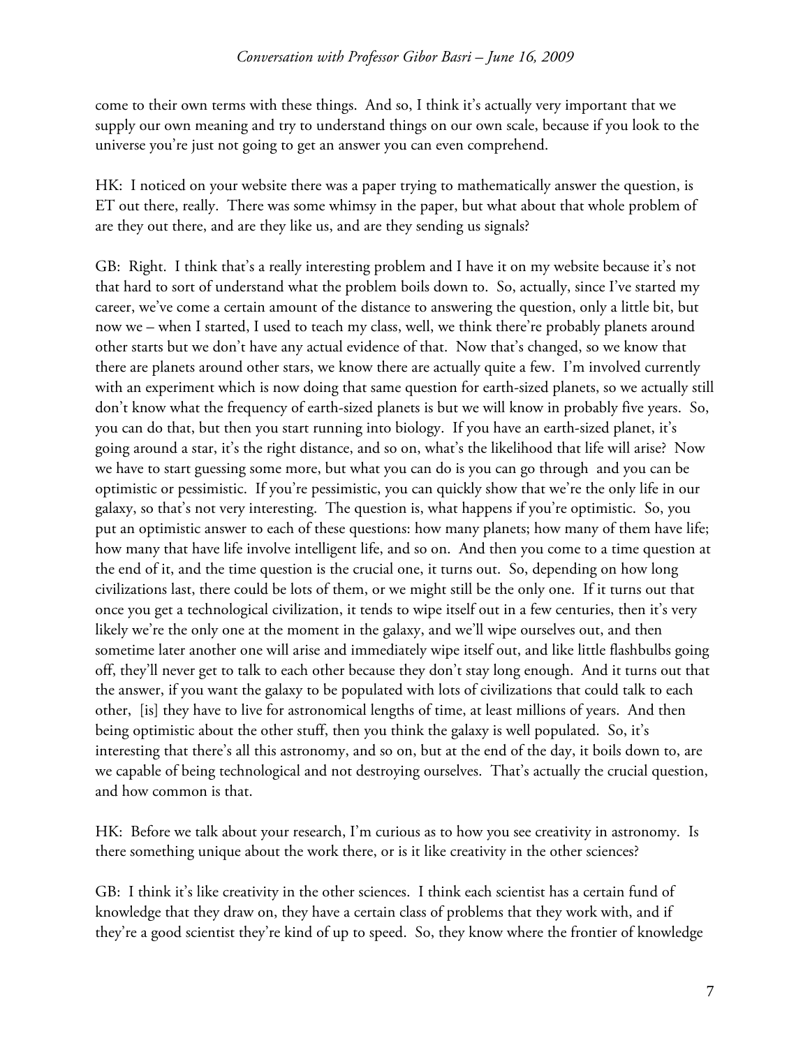come to their own terms with these things. And so, I think it's actually very important that we supply our own meaning and try to understand things on our own scale, because if you look to the universe you're just not going to get an answer you can even comprehend.

HK: I noticed on your website there was a paper trying to mathematically answer the question, is ET out there, really. There was some whimsy in the paper, but what about that whole problem of are they out there, and are they like us, and are they sending us signals?

GB: Right. I think that's a really interesting problem and I have it on my website because it's not that hard to sort of understand what the problem boils down to. So, actually, since I've started my career, we've come a certain amount of the distance to answering the question, only a little bit, but now we – when I started, I used to teach my class, well, we think there're probably planets around other starts but we don't have any actual evidence of that. Now that's changed, so we know that there are planets around other stars, we know there are actually quite a few. I'm involved currently with an experiment which is now doing that same question for earth-sized planets, so we actually still don't know what the frequency of earth-sized planets is but we will know in probably five years. So, you can do that, but then you start running into biology. If you have an earth-sized planet, it's going around a star, it's the right distance, and so on, what's the likelihood that life will arise? Now we have to start guessing some more, but what you can do is you can go through and you can be optimistic or pessimistic. If you're pessimistic, you can quickly show that we're the only life in our galaxy, so that's not very interesting. The question is, what happens if you're optimistic. So, you put an optimistic answer to each of these questions: how many planets; how many of them have life; how many that have life involve intelligent life, and so on. And then you come to a time question at the end of it, and the time question is the crucial one, it turns out. So, depending on how long civilizations last, there could be lots of them, or we might still be the only one. If it turns out that once you get a technological civilization, it tends to wipe itself out in a few centuries, then it's very likely we're the only one at the moment in the galaxy, and we'll wipe ourselves out, and then sometime later another one will arise and immediately wipe itself out, and like little flashbulbs going off, they'll never get to talk to each other because they don't stay long enough. And it turns out that the answer, if you want the galaxy to be populated with lots of civilizations that could talk to each other, [is] they have to live for astronomical lengths of time, at least millions of years. And then being optimistic about the other stuff, then you think the galaxy is well populated. So, it's interesting that there's all this astronomy, and so on, but at the end of the day, it boils down to, are we capable of being technological and not destroying ourselves. That's actually the crucial question, and how common is that.

HK: Before we talk about your research, I'm curious as to how you see creativity in astronomy. Is there something unique about the work there, or is it like creativity in the other sciences?

GB: I think it's like creativity in the other sciences. I think each scientist has a certain fund of knowledge that they draw on, they have a certain class of problems that they work with, and if they're a good scientist they're kind of up to speed. So, they know where the frontier of knowledge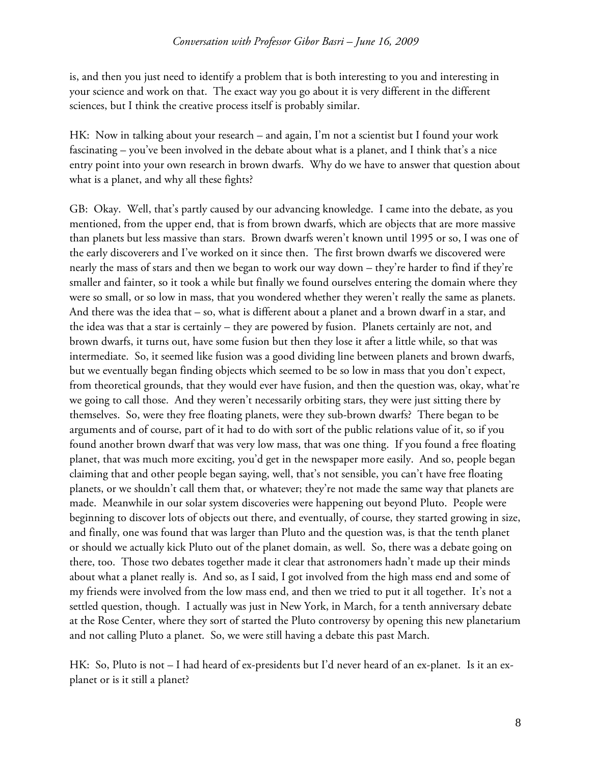is, and then you just need to identify a problem that is both interesting to you and interesting in your science and work on that. The exact way you go about it is very different in the different sciences, but I think the creative process itself is probably similar.

HK: Now in talking about your research – and again, I'm not a scientist but I found your work fascinating – you've been involved in the debate about what is a planet, and I think that's a nice entry point into your own research in brown dwarfs. Why do we have to answer that question about what is a planet, and why all these fights?

GB: Okay. Well, that's partly caused by our advancing knowledge. I came into the debate, as you mentioned, from the upper end, that is from brown dwarfs, which are objects that are more massive than planets but less massive than stars. Brown dwarfs weren't known until 1995 or so, I was one of the early discoverers and I've worked on it since then. The first brown dwarfs we discovered were nearly the mass of stars and then we began to work our way down – they're harder to find if they're smaller and fainter, so it took a while but finally we found ourselves entering the domain where they were so small, or so low in mass, that you wondered whether they weren't really the same as planets. And there was the idea that – so, what is different about a planet and a brown dwarf in a star, and the idea was that a star is certainly – they are powered by fusion. Planets certainly are not, and brown dwarfs, it turns out, have some fusion but then they lose it after a little while, so that was intermediate. So, it seemed like fusion was a good dividing line between planets and brown dwarfs, but we eventually began finding objects which seemed to be so low in mass that you don't expect, from theoretical grounds, that they would ever have fusion, and then the question was, okay, what're we going to call those. And they weren't necessarily orbiting stars, they were just sitting there by themselves. So, were they free floating planets, were they sub-brown dwarfs? There began to be arguments and of course, part of it had to do with sort of the public relations value of it, so if you found another brown dwarf that was very low mass, that was one thing. If you found a free floating planet, that was much more exciting, you'd get in the newspaper more easily. And so, people began claiming that and other people began saying, well, that's not sensible, you can't have free floating planets, or we shouldn't call them that, or whatever; they're not made the same way that planets are made. Meanwhile in our solar system discoveries were happening out beyond Pluto. People were beginning to discover lots of objects out there, and eventually, of course, they started growing in size, and finally, one was found that was larger than Pluto and the question was, is that the tenth planet or should we actually kick Pluto out of the planet domain, as well. So, there was a debate going on there, too. Those two debates together made it clear that astronomers hadn't made up their minds about what a planet really is. And so, as I said, I got involved from the high mass end and some of my friends were involved from the low mass end, and then we tried to put it all together. It's not a settled question, though. I actually was just in New York, in March, for a tenth anniversary debate at the Rose Center, where they sort of started the Pluto controversy by opening this new planetarium and not calling Pluto a planet. So, we were still having a debate this past March.

HK: So, Pluto is not – I had heard of ex-presidents but I'd never heard of an ex-planet. Is it an ex-planet or is it still a planet?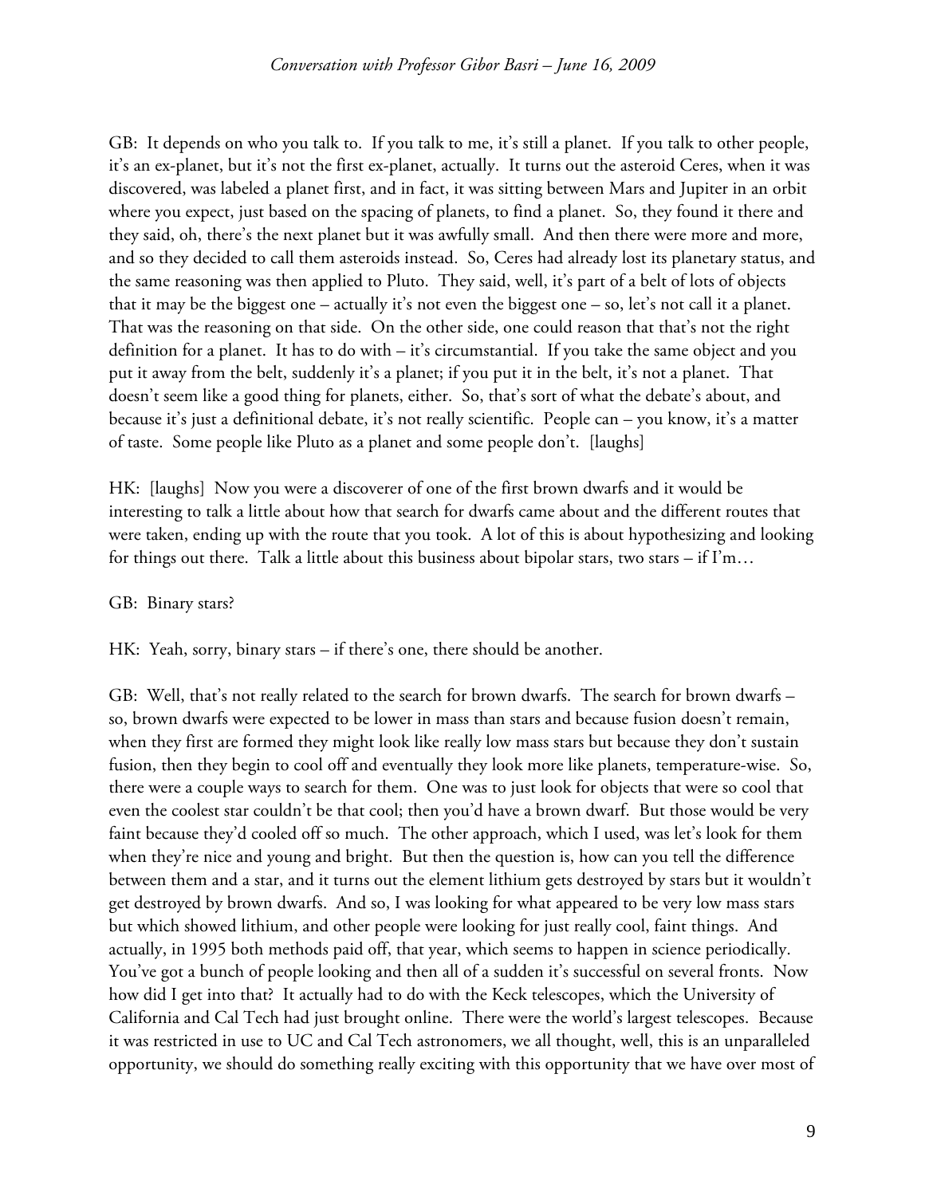GB: It depends on who you talk to. If you talk to me, it's still a planet. If you talk to other people, it's an ex-planet, but it's not the first ex-planet, actually. It turns out the asteroid Ceres, when it was discovered, was labeled a planet first, and in fact, it was sitting between Mars and Jupiter in an orbit where you expect, just based on the spacing of planets, to find a planet. So, they found it there and they said, oh, there's the next planet but it was awfully small. And then there were more and more, and so they decided to call them asteroids instead. So, Ceres had already lost its planetary status, and the same reasoning was then applied to Pluto. They said, well, it's part of a belt of lots of objects that it may be the biggest one – actually it's not even the biggest one – so, let's not call it a planet. That was the reasoning on that side. On the other side, one could reason that that's not the right definition for a planet. It has to do with – it's circumstantial. If you take the same object and you put it away from the belt, suddenly it's a planet; if you put it in the belt, it's not a planet. That doesn't seem like a good thing for planets, either. So, that's sort of what the debate's about, and because it's just a definitional debate, it's not really scientific. People can – you know, it's a matter of taste. Some people like Pluto as a planet and some people don't. [laughs]

HK: [laughs] Now you were a discoverer of one of the first brown dwarfs and it would be interesting to talk a little about how that search for dwarfs came about and the different routes that were taken, ending up with the route that you took. A lot of this is about hypothesizing and looking for things out there. Talk a little about this business about bipolar stars, two stars – if I'm…

GB: Binary stars?

HK: Yeah, sorry, binary stars – if there's one, there should be another.

GB: Well, that's not really related to the search for brown dwarfs. The search for brown dwarfs – so, brown dwarfs were expected to be lower in mass than stars and because fusion doesn't remain, when they first are formed they might look like really low mass stars but because they don't sustain fusion, then they begin to cool off and eventually they look more like planets, temperature-wise. So, there were a couple ways to search for them. One was to just look for objects that were so cool that even the coolest star couldn't be that cool; then you'd have a brown dwarf. But those would be very faint because they'd cooled off so much. The other approach, which I used, was let's look for them when they're nice and young and bright. But then the question is, how can you tell the difference between them and a star, and it turns out the element lithium gets destroyed by stars but it wouldn't get destroyed by brown dwarfs. And so, I was looking for what appeared to be very low mass stars but which showed lithium, and other people were looking for just really cool, faint things. And actually, in 1995 both methods paid off, that year, which seems to happen in science periodically. You've got a bunch of people looking and then all of a sudden it's successful on several fronts. Now how did I get into that? It actually had to do with the Keck telescopes, which the University of California and Cal Tech had just brought online. There were the world's largest telescopes. Because it was restricted in use to UC and Cal Tech astronomers, we all thought, well, this is an unparalleled opportunity, we should do something really exciting with this opportunity that we have over most of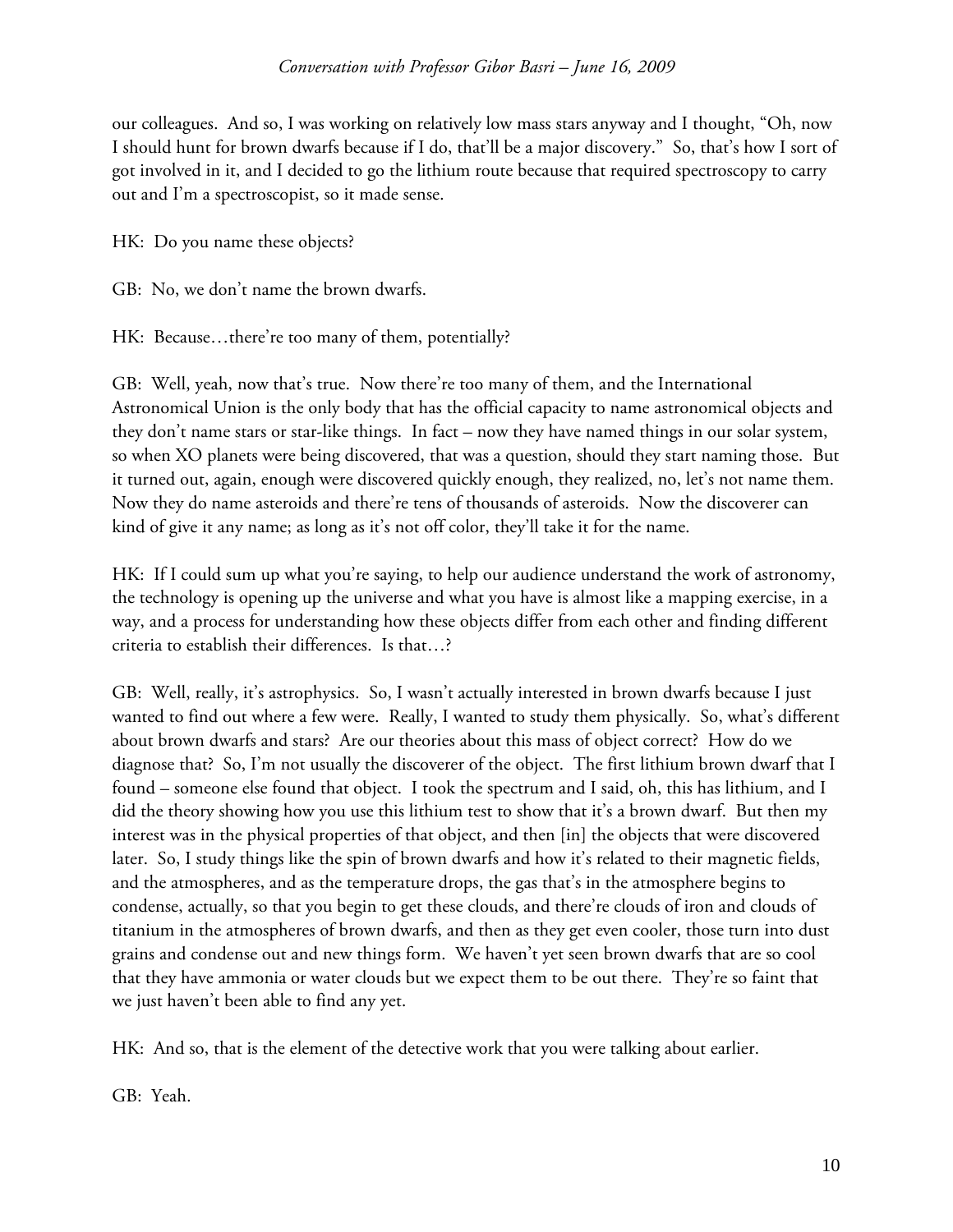our colleagues. And so, I was working on relatively low mass stars anyway and I thought, "Oh, now I should hunt for brown dwarfs because if I do, that'll be a major discovery." So, that's how I sort of got involved in it, and I decided to go the lithium route because that required spectroscopy to carry out and I'm a spectroscopist, so it made sense.

HK: Do you name these objects?

GB: No, we don't name the brown dwarfs.

HK: Because…there're too many of them, potentially?

GB: Well, yeah, now that's true. Now there're too many of them, and the International Astronomical Union is the only body that has the official capacity to name astronomical objects and they don't name stars or star-like things. In fact – now they have named things in our solar system, so when XO planets were being discovered, that was a question, should they start naming those. But it turned out, again, enough were discovered quickly enough, they realized, no, let's not name them. Now they do name asteroids and there're tens of thousands of asteroids. Now the discoverer can kind of give it any name; as long as it's not off color, they'll take it for the name.

HK: If I could sum up what you're saying, to help our audience understand the work of astronomy, the technology is opening up the universe and what you have is almost like a mapping exercise, in a way, and a process for understanding how these objects differ from each other and finding different criteria to establish their differences. Is that…?

GB: Well, really, it's astrophysics. So, I wasn't actually interested in brown dwarfs because I just wanted to find out where a few were. Really, I wanted to study them physically. So, what's different about brown dwarfs and stars? Are our theories about this mass of object correct? How do we diagnose that? So, I'm not usually the discoverer of the object. The first lithium brown dwarf that I found – someone else found that object. I took the spectrum and I said, oh, this has lithium, and I did the theory showing how you use this lithium test to show that it's a brown dwarf. But then my interest was in the physical properties of that object, and then [in] the objects that were discovered later. So, I study things like the spin of brown dwarfs and how it's related to their magnetic fields, and the atmospheres, and as the temperature drops, the gas that's in the atmosphere begins to condense, actually, so that you begin to get these clouds, and there're clouds of iron and clouds of titanium in the atmospheres of brown dwarfs, and then as they get even cooler, those turn into dust grains and condense out and new things form. We haven't yet seen brown dwarfs that are so cool that they have ammonia or water clouds but we expect them to be out there. They're so faint that we just haven't been able to find any yet.

HK: And so, that is the element of the detective work that you were talking about earlier.

GB: Yeah.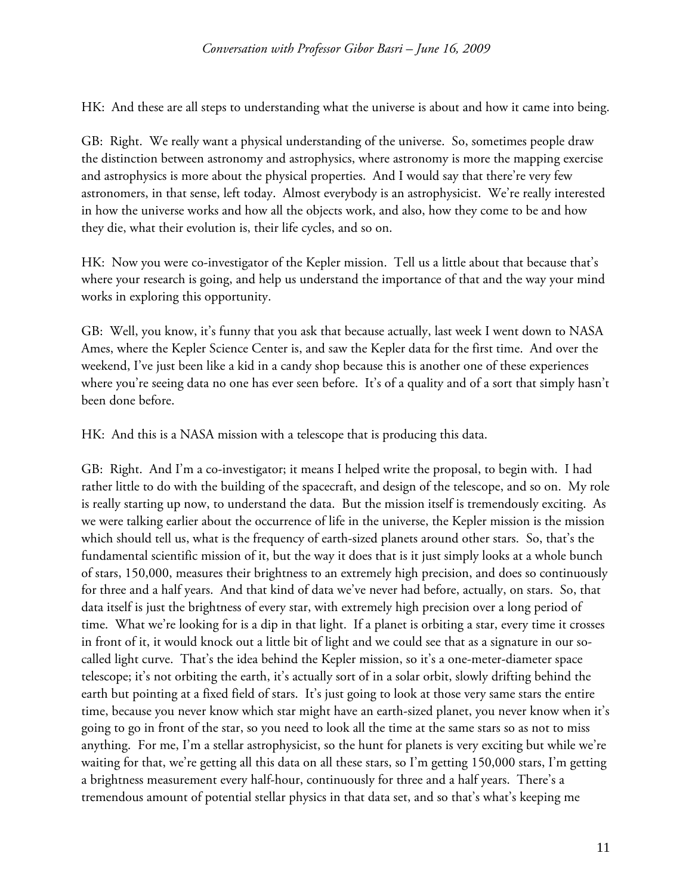HK: And these are all steps to understanding what the universe is about and how it came into being.

GB: Right. We really want a physical understanding of the universe. So, sometimes people draw the distinction between astronomy and astrophysics, where astronomy is more the mapping exercise and astrophysics is more about the physical properties. And I would say that there're very few astronomers, in that sense, left today. Almost everybody is an astrophysicist. We're really interested in how the universe works and how all the objects work, and also, how they come to be and how they die, what their evolution is, their life cycles, and so on.

HK: Now you were co-investigator of the Kepler mission. Tell us a little about that because that's where your research is going, and help us understand the importance of that and the way your mind works in exploring this opportunity.

GB: Well, you know, it's funny that you ask that because actually, last week I went down to NASA Ames, where the Kepler Science Center is, and saw the Kepler data for the first time. And over the weekend, I've just been like a kid in a candy shop because this is another one of these experiences where you're seeing data no one has ever seen before. It's of a quality and of a sort that simply hasn't been done before.

HK: And this is a NASA mission with a telescope that is producing this data.

GB: Right. And I'm a co-investigator; it means I helped write the proposal, to begin with. I had rather little to do with the building of the spacecraft, and design of the telescope, and so on. My role is really starting up now, to understand the data. But the mission itself is tremendously exciting. As we were talking earlier about the occurrence of life in the universe, the Kepler mission is the mission which should tell us, what is the frequency of earth-sized planets around other stars. So, that's the fundamental scientific mission of it, but the way it does that is it just simply looks at a whole bunch of stars, 150,000, measures their brightness to an extremely high precision, and does so continuously for three and a half years. And that kind of data we've never had before, actually, on stars. So, that data itself is just the brightness of every star, with extremely high precision over a long period of time. What we're looking for is a dip in that light. If a planet is orbiting a star, every time it crosses in front of it, it would knock out a little bit of light and we could see that as a signature in our so-called light curve. That's the idea behind the Kepler mission, so it's a one-meter-diameter space telescope; it's not orbiting the earth, it's actually sort of in a solar orbit, slowly drifting behind the earth but pointing at a fixed field of stars. It's just going to look at those very same stars the entire time, because you never know which star might have an earth-sized planet, you never know when it's going to go in front of the star, so you need to look all the time at the same stars so as not to miss anything. For me, I'm a stellar astrophysicist, so the hunt for planets is very exciting but while we're waiting for that, we're getting all this data on all these stars, so I'm getting 150,000 stars, I'm getting a brightness measurement every half-hour, continuously for three and a half years. There's a tremendous amount of potential stellar physics in that data set, and so that's what's keeping me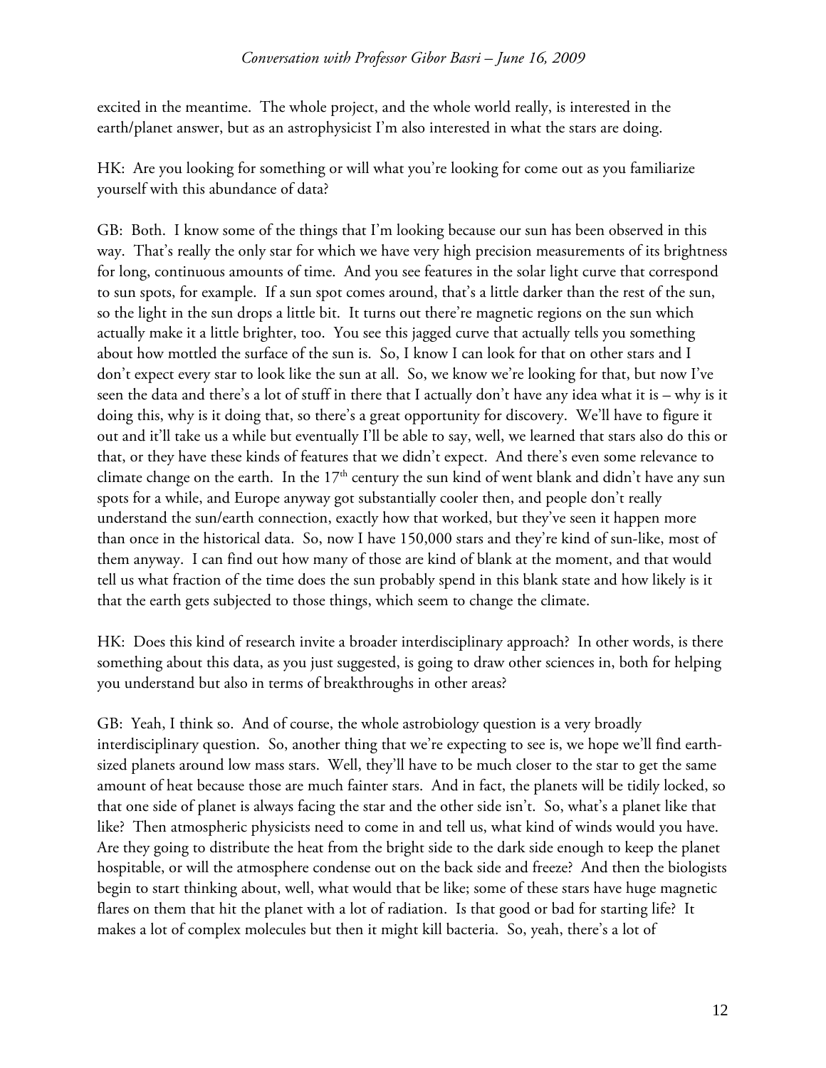excited in the meantime. The whole project, and the whole world really, is interested in the earth/planet answer, but as an astrophysicist I'm also interested in what the stars are doing.

HK: Are you looking for something or will what you're looking for come out as you familiarize yourself with this abundance of data?

GB: Both. I know some of the things that I'm looking because our sun has been observed in this way. That's really the only star for which we have very high precision measurements of its brightness for long, continuous amounts of time. And you see features in the solar light curve that correspond to sun spots, for example. If a sun spot comes around, that's a little darker than the rest of the sun, so the light in the sun drops a little bit. It turns out there're magnetic regions on the sun which actually make it a little brighter, too. You see this jagged curve that actually tells you something about how mottled the surface of the sun is. So, I know I can look for that on other stars and I don't expect every star to look like the sun at all. So, we know we're looking for that, but now I've seen the data and there's a lot of stuff in there that I actually don't have any idea what it is – why is it doing this, why is it doing that, so there's a great opportunity for discovery. We'll have to figure it out and it'll take us a while but eventually I'll be able to say, well, we learned that stars also do this or that, or they have these kinds of features that we didn't expect. And there's even some relevance to climate change on the earth. In the 17th century the sun kind of went blank and didn't have any sun spots for a while, and Europe anyway got substantially cooler then, and people don't really understand the sun/earth connection, exactly how that worked, but they've seen it happen more than once in the historical data. So, now I have 150,000 stars and they're kind of sun-like, most of them anyway. I can find out how many of those are kind of blank at the moment, and that would tell us what fraction of the time does the sun probably spend in this blank state and how likely is it that the earth gets subjected to those things, which seem to change the climate.

HK: Does this kind of research invite a broader interdisciplinary approach? In other words, is there something about this data, as you just suggested, is going to draw other sciences in, both for helping you understand but also in terms of breakthroughs in other areas?

GB: Yeah, I think so. And of course, the whole astrobiology question is a very broadly interdisciplinary question. So, another thing that we're expecting to see is, we hope we'll find earth-sized planets around low mass stars. Well, they'll have to be much closer to the star to get the same amount of heat because those are much fainter stars. And in fact, the planets will be tidily locked, so that one side of planet is always facing the star and the other side isn't. So, what's a planet like that like? Then atmospheric physicists need to come in and tell us, what kind of winds would you have. Are they going to distribute the heat from the bright side to the dark side enough to keep the planet hospitable, or will the atmosphere condense out on the back side and freeze? And then the biologists begin to start thinking about, well, what would that be like; some of these stars have huge magnetic flares on them that hit the planet with a lot of radiation. Is that good or bad for starting life? It makes a lot of complex molecules but then it might kill bacteria. So, yeah, there's a lot of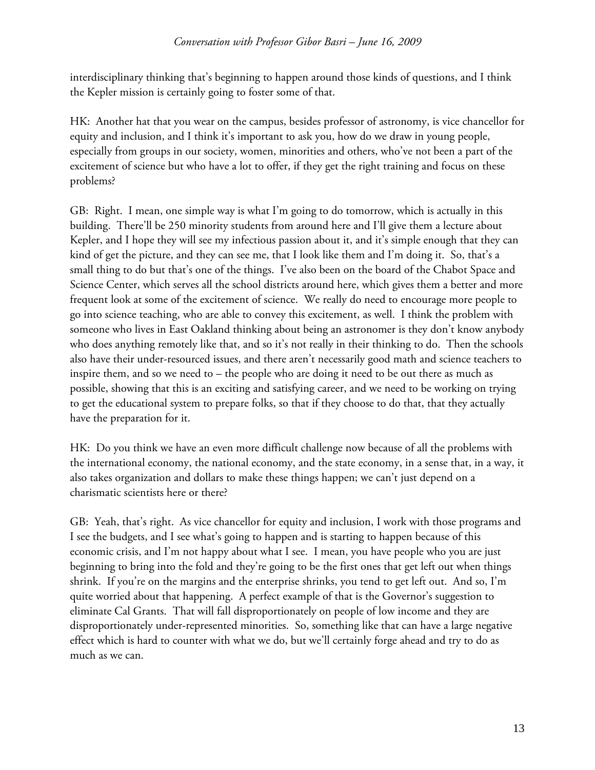interdisciplinary thinking that's beginning to happen around those kinds of questions, and I think the Kepler mission is certainly going to foster some of that.

HK: Another hat that you wear on the campus, besides professor of astronomy, is vice chancellor for equity and inclusion, and I think it's important to ask you, how do we draw in young people, especially from groups in our society, women, minorities and others, who've not been a part of the excitement of science but who have a lot to offer, if they get the right training and focus on these problems?

GB: Right. I mean, one simple way is what I'm going to do tomorrow, which is actually in this building. There'll be 250 minority students from around here and I'll give them a lecture about Kepler, and I hope they will see my infectious passion about it, and it's simple enough that they can kind of get the picture, and they can see me, that I look like them and I'm doing it. So, that's a small thing to do but that's one of the things. I've also been on the board of the Chabot Space and Science Center, which serves all the school districts around here, which gives them a better and more frequent look at some of the excitement of science. We really do need to encourage more people to go into science teaching, who are able to convey this excitement, as well. I think the problem with someone who lives in East Oakland thinking about being an astronomer is they don't know anybody who does anything remotely like that, and so it's not really in their thinking to do. Then the schools also have their under-resourced issues, and there aren't necessarily good math and science teachers to inspire them, and so we need to – the people who are doing it need to be out there as much as possible, showing that this is an exciting and satisfying career, and we need to be working on trying to get the educational system to prepare folks, so that if they choose to do that, that they actually have the preparation for it.

HK: Do you think we have an even more difficult challenge now because of all the problems with the international economy, the national economy, and the state economy, in a sense that, in a way, it also takes organization and dollars to make these things happen; we can't just depend on a charismatic scientists here or there?

GB: Yeah, that's right. As vice chancellor for equity and inclusion, I work with those programs and I see the budgets, and I see what's going to happen and is starting to happen because of this economic crisis, and I'm not happy about what I see. I mean, you have people who you are just beginning to bring into the fold and they're going to be the first ones that get left out when things shrink. If you're on the margins and the enterprise shrinks, you tend to get left out. And so, I'm quite worried about that happening. A perfect example of that is the Governor's suggestion to eliminate Cal Grants. That will fall disproportionately on people of low income and they are disproportionately under-represented minorities. So, something like that can have a large negative effect which is hard to counter with what we do, but we'll certainly forge ahead and try to do as much as we can.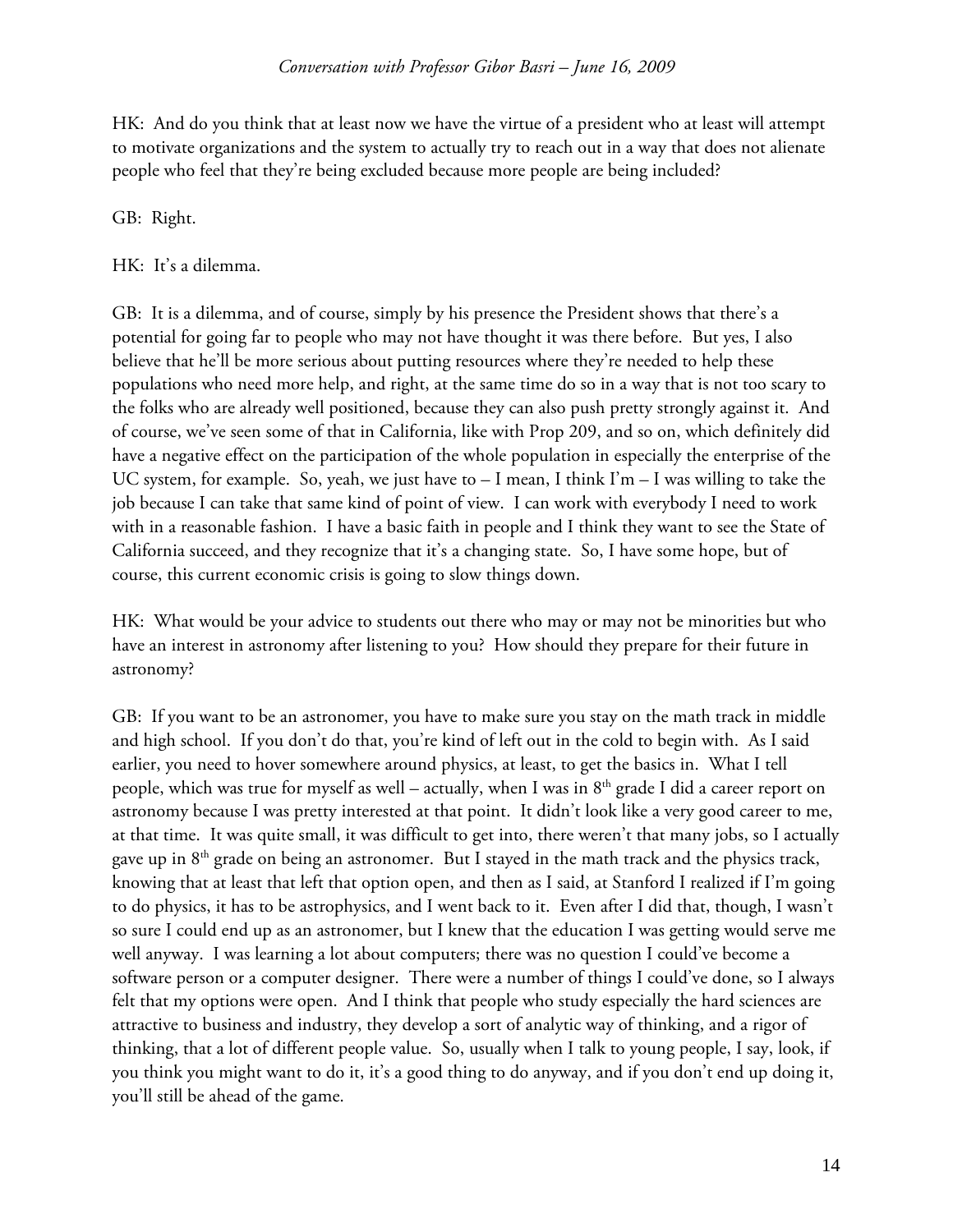HK: And do you think that at least now we have the virtue of a president who at least will attempt to motivate organizations and the system to actually try to reach out in a way that does not alienate people who feel that they're being excluded because more people are being included?

GB: Right.

HK: It's a dilemma.

GB: It is a dilemma, and of course, simply by his presence the President shows that there's a potential for going far to people who may not have thought it was there before. But yes, I also believe that he'll be more serious about putting resources where they're needed to help these populations who need more help, and right, at the same time do so in a way that is not too scary to the folks who are already well positioned, because they can also push pretty strongly against it. And of course, we've seen some of that in California, like with Prop 209, and so on, which definitely did have a negative effect on the participation of the whole population in especially the enterprise of the UC system, for example. So, yeah, we just have to – I mean, I think I'm – I was willing to take the job because I can take that same kind of point of view. I can work with everybody I need to work with in a reasonable fashion. I have a basic faith in people and I think they want to see the State of California succeed, and they recognize that it's a changing state. So, I have some hope, but of course, this current economic crisis is going to slow things down.

HK: What would be your advice to students out there who may or may not be minorities but who have an interest in astronomy after listening to you? How should they prepare for their future in astronomy?

GB: If you want to be an astronomer, you have to make sure you stay on the math track in middle and high school. If you don't do that, you're kind of left out in the cold to begin with. As I said earlier, you need to hover somewhere around physics, at least, to get the basics in. What I tell people, which was true for myself as well – actually, when I was in 8th grade I did a career report on astronomy because I was pretty interested at that point. It didn't look like a very good career to me, at that time. It was quite small, it was difficult to get into, there weren't that many jobs, so I actually gave up in 8th grade on being an astronomer. But I stayed in the math track and the physics track, knowing that at least that left that option open, and then as I said, at Stanford I realized if I'm going to do physics, it has to be astrophysics, and I went back to it. Even after I did that, though, I wasn't so sure I could end up as an astronomer, but I knew that the education I was getting would serve me well anyway. I was learning a lot about computers; there was no question I could've become a software person or a computer designer. There were a number of things I could've done, so I always felt that my options were open. And I think that people who study especially the hard sciences are attractive to business and industry, they develop a sort of analytic way of thinking, and a rigor of thinking, that a lot of different people value. So, usually when I talk to young people, I say, look, if you think you might want to do it, it's a good thing to do anyway, and if you don't end up doing it, you'll still be ahead of the game.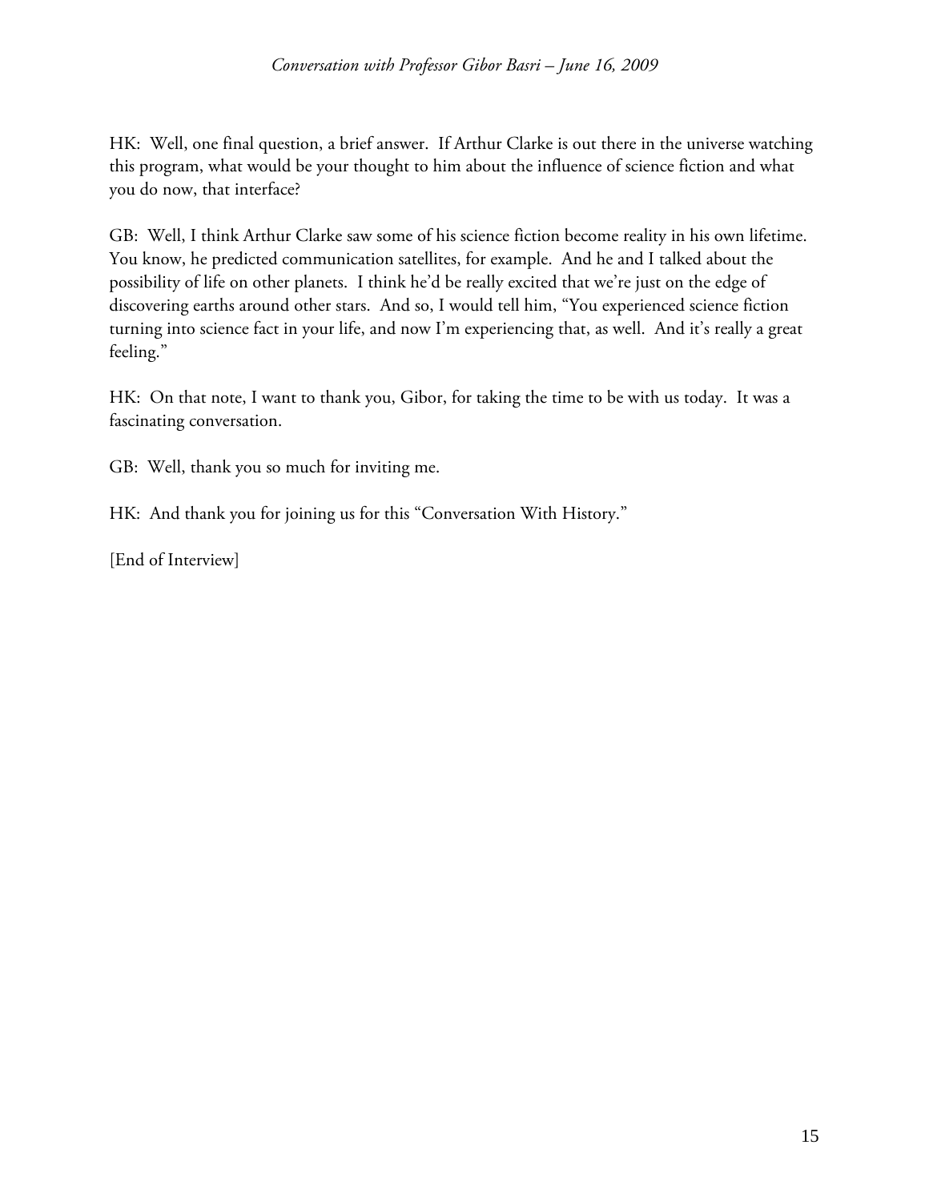HK: Well, one final question, a brief answer. If Arthur Clarke is out there in the universe watching this program, what would be your thought to him about the influence of science fiction and what you do now, that interface?

GB: Well, I think Arthur Clarke saw some of his science fiction become reality in his own lifetime. You know, he predicted communication satellites, for example. And he and I talked about the possibility of life on other planets. I think he'd be really excited that we're just on the edge of discovering earths around other stars. And so, I would tell him, "You experienced science fiction turning into science fact in your life, and now I'm experiencing that, as well. And it's really a great feeling."

HK: On that note, I want to thank you, Gibor, for taking the time to be with us today. It was a fascinating conversation.

GB: Well, thank you so much for inviting me.

HK: And thank you for joining us for this "Conversation With History."

[End of Interview]